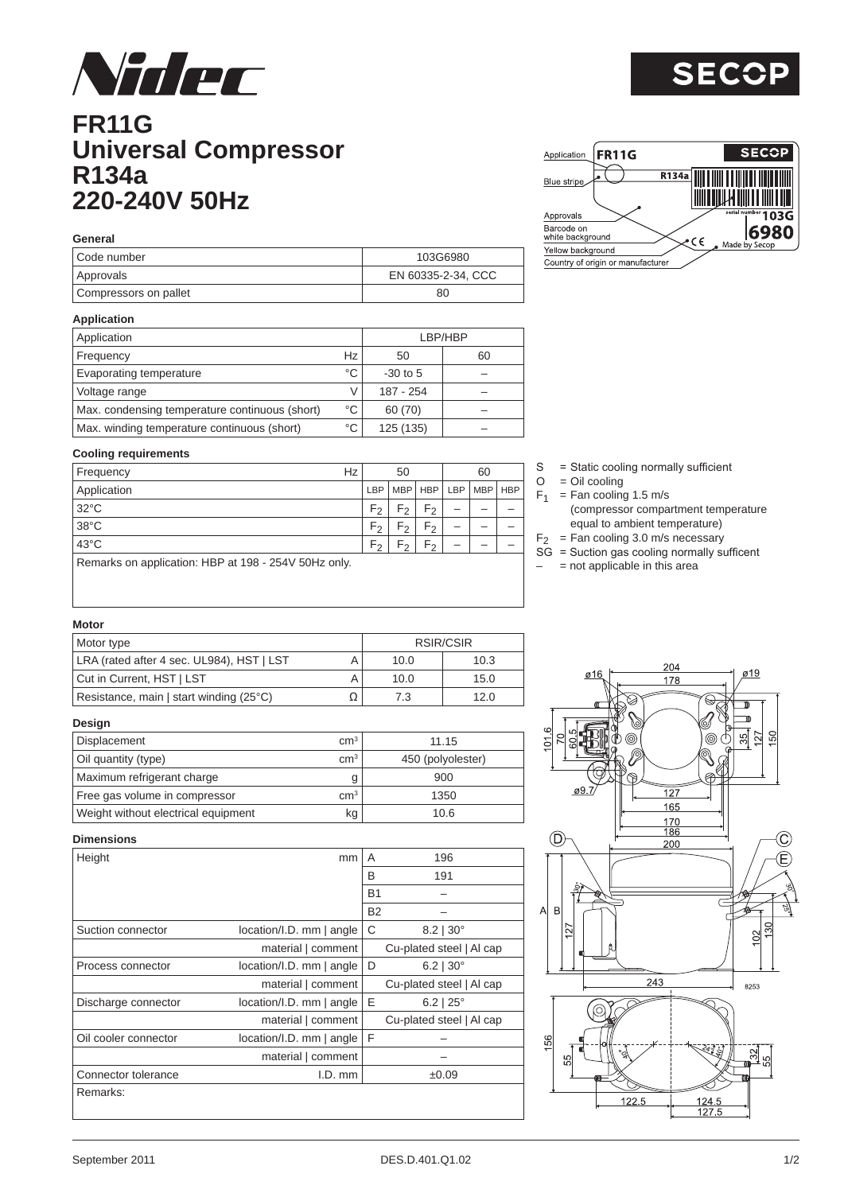# FR11G Universal Compressor R134a 220-240V 50Hz

Nidec SECOP

### General

| | |
|---|---|
| Code number | 103G6980 |
| Approvals | EN 60335-2-34, CCC |
| Compressors on pallet | 80 |

### Application

| Application | | LBP/HBP | |
|---|---|---|---|
| Frequency | Hz | 50 | 60 |
| Evaporating temperature | °C | -30 to 5 | – |
| Voltage range | V | 187 - 254 | – |
| Max. condensing temperature continuous (short) | °C | 60 (70) | – |
| Max. winding temperature continuous (short) | °C | 125 (135) | – |

Label legend: Application – FR11G; Blue stripe – R134a; Approvals; Barcode on white background; Yellow background – serial number 103G 6980; Country of origin or manufacturer – Made by Secop

### Cooling requirements

| Frequency (Hz) | 50 | | | 60 | | |
|---|---|---|---|---|---|---|
| Application | LBP | MBP | HBP | LBP | MBP | HBP |
| 32°C | $F_2$ | $F_2$ | $F_2$ | – | – | – |
| 38°C | $F_2$ | $F_2$ | $F_2$ | – | – | – |
| 43°C | $F_2$ | $F_2$ | $F_2$ | – | – | – |

Remarks on application: HBP at 198 - 254V 50Hz only.

- S = Static cooling normally sufficient
- O = Oil cooling
- $F_1$ = Fan cooling 1.5 m/s (compressor compartment temperature equal to ambient temperature)
- $F_2$ = Fan cooling 3.0 m/s necessary
- SG = Suction gas cooling normally sufficent
- – = not applicable in this area

### Motor

| Motor type | | RSIR/CSIR | |
|---|---|---|---|
| LRA (rated after 4 sec. UL984), HST \| LST | A | 10.0 | 10.3 |
| Cut in Current, HST \| LST | A | 10.0 | 15.0 |
| Resistance, main \| start winding (25°C) | Ω | 7.3 | 12.0 |

### Design

| | | |
|---|---|---|
| Displacement | $cm^3$ | 11.15 |
| Oil quantity (type) | $cm^3$ | 450 (polyolester) |
| Maximum refrigerant charge | g | 900 |
| Free gas volume in compressor | $cm^3$ | 1350 |
| Weight without electrical equipment | kg | 10.6 |

### Dimensions

| | | | |
|---|---|---|---|
| Height | mm | A | 196 |
| | | B | 191 |
| | | B1 | – |
| | | B2 | – |
| Suction connector | location/I.D. mm \| angle | C | 8.2 \| 30° |
| | material \| comment | | Cu-plated steel \| Al cap |
| Process connector | location/I.D. mm \| angle | D | 6.2 \| 30° |
| | material \| comment | | Cu-plated steel \| Al cap |
| Discharge connector | location/I.D. mm \| angle | E | 6.2 \| 25° |
| | material \| comment | | Cu-plated steel \| Al cap |
| Oil cooler connector | location/I.D. mm \| angle | F | – |
| | material \| comment | | – |
| Connector tolerance | I.D. mm | | ±0.09 |
| Remarks: | | | |

September 2011 DES.D.401.Q1.02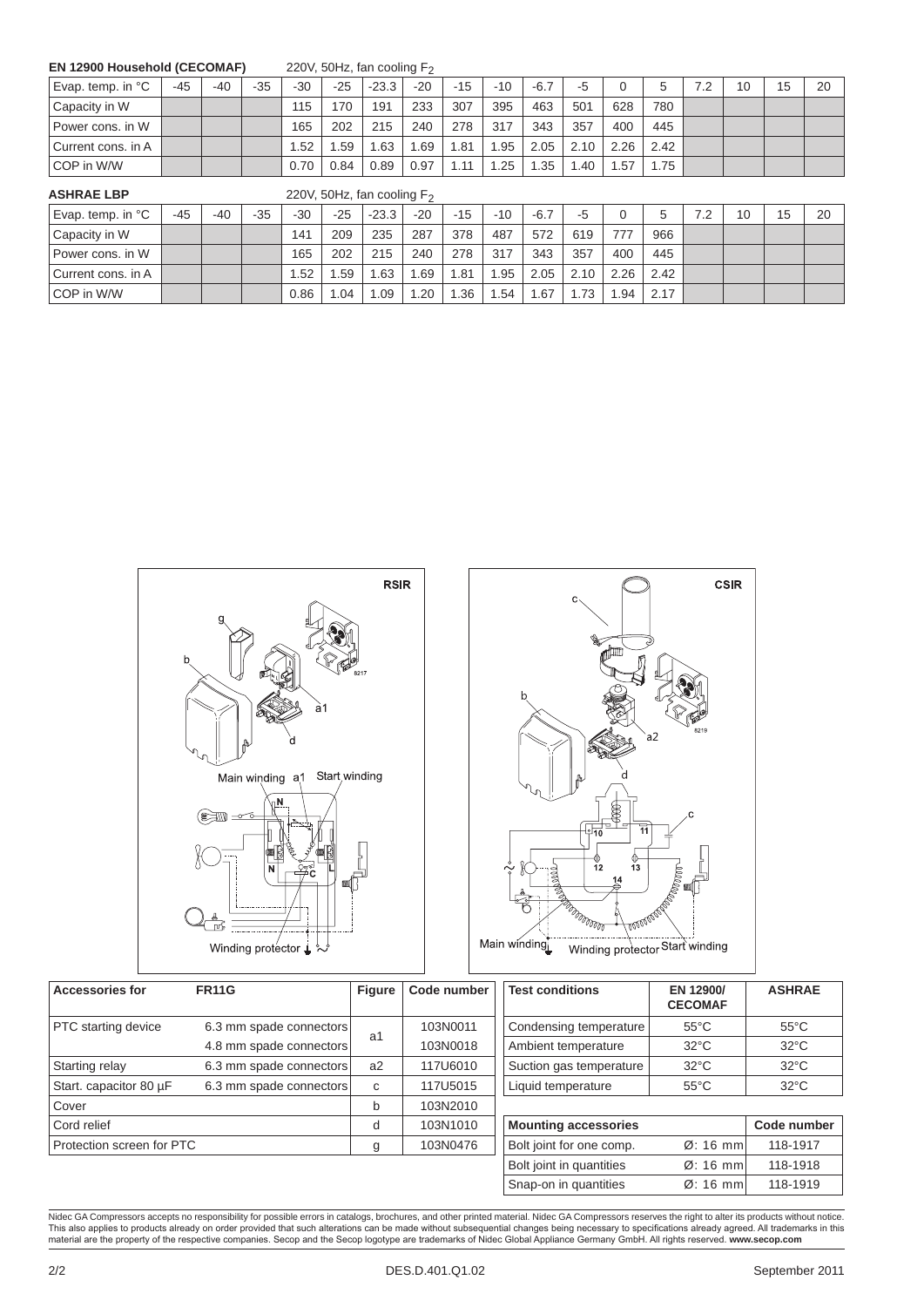**EN 12900 Household (CECOMAF)** 220V, 50Hz, fan cooling $F_2$

| Evap. temp. in °C | -45 | -40 | -35 | -30 | -25 | -23.3 | -20 | -15 | -10 | -6.7 | -5 | 0 | 5 | 7.2 | 10 | 15 | 20 |
|---|---|---|---|---|---|---|---|---|---|---|---|---|---|---|---|---|---|
| Capacity in W | | | | 115 | 170 | 191 | 233 | 307 | 395 | 463 | 501 | 628 | 780 | | | | |
| Power cons. in W | | | | 165 | 202 | 215 | 240 | 278 | 317 | 343 | 357 | 400 | 445 | | | | |
| Current cons. in A | | | | 1.52 | 1.59 | 1.63 | 1.69 | 1.81 | 1.95 | 2.05 | 2.10 | 2.26 | 2.42 | | | | |
| COP in W/W | | | | 0.70 | 0.84 | 0.89 | 0.97 | 1.11 | 1.25 | 1.35 | 1.40 | 1.57 | 1.75 | | | | |

**ASHRAE LBP** 220V, 50Hz, fan cooling $F_2$

| Evap. temp. in °C | -45 | -40 | -35 | -30 | -25 | -23.3 | -20 | -15 | -10 | -6.7 | -5 | 0 | 5 | 7.2 | 10 | 15 | 20 |
|---|---|---|---|---|---|---|---|---|---|---|---|---|---|---|---|---|---|
| Capacity in W | | | | 141 | 209 | 235 | 287 | 378 | 487 | 572 | 619 | 777 | 966 | | | | |
| Power cons. in W | | | | 165 | 202 | 215 | 240 | 278 | 317 | 343 | 357 | 400 | 445 | | | | |
| Current cons. in A | | | | 1.52 | 1.59 | 1.63 | 1.69 | 1.81 | 1.95 | 2.05 | 2.10 | 2.26 | 2.42 | | | | |
| COP in W/W | | | | 0.86 | 1.04 | 1.09 | 1.20 | 1.36 | 1.54 | 1.67 | 1.73 | 1.94 | 2.17 | | | | |

RSIR

g
b
a1
d
Main winding a1 Start winding
N
N
C
L
Winding protector

CSIR

c
b
a2
d
c
10
11
12
13
14
Main winding Winding protector Start winding

| Accessories for | FR11G | Figure | Code number |
|---|---|---|---|
| PTC starting device | 6.3 mm spade connectors | a1 | 103N0011 |
| | 4.8 mm spade connectors | | 103N0018 |
| Starting relay | 6.3 mm spade connectors | a2 | 117U6010 |
| Start. capacitor 80 µF | 6.3 mm spade connectors | c | 117U5015 |
| Cover | | b | 103N2010 |
| Cord relief | | d | 103N1010 |
| Protection screen for PTC | | g | 103N0476 |

| Test conditions | EN 12900/ CECOMAF | ASHRAE |
|---|---|---|
| Condensing temperature | 55°C | 55°C |
| Ambient temperature | 32°C | 32°C |
| Suction gas temperature | 32°C | 32°C |
| Liquid temperature | 55°C | 32°C |

| Mounting accessories | | Code number |
|---|---|---|
| Bolt joint for one comp. | Ø: 16 mm | 118-1917 |
| Bolt joint in quantities | Ø: 16 mm | 118-1918 |
| Snap-on in quantities | Ø: 16 mm | 118-1919 |

Nidec GA Compressors accepts no responsibility for possible errors in catalogs, brochures, and other printed material. Nidec GA Compressors reserves the right to alter its products without notice. This also applies to products already on order provided that such alterations can be made without subsequential changes being necessary to specifications already agreed. All trademarks in this material are the property of the respective companies. Secop and the Secop logotype are trademarks of Nidec Global Appliance Germany GmbH. All rights reserved. **www.secop.com**

DES.D.401.Q1.02 September 2011